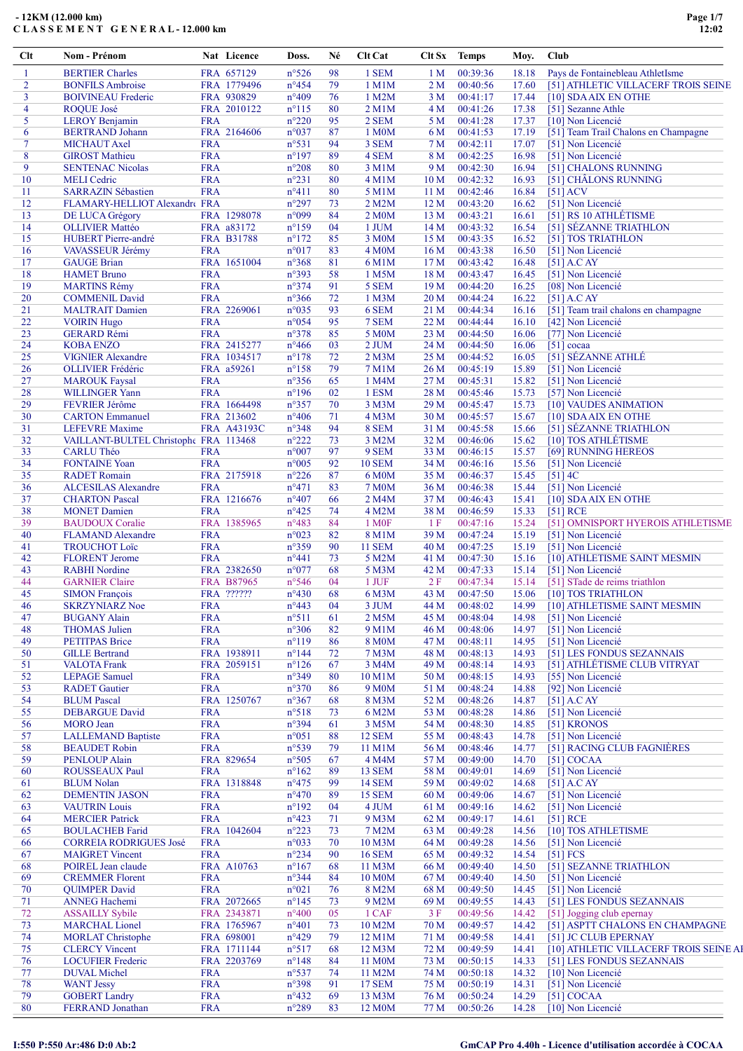# - 12KM (12.000 km)

## C L A S S E M E N T G E N E R A L - 12.000 km

| Clt | Nom - Prénom | Nat | Licence | Doss. | Né | Clt Cat | Clt Sx | Temps | Moy. | Club |
|---|---|---|---|---|---|---|---|---|---|---|
| 1 | BERTIER Charles | FRA | 657129 | n°526 | 98 | 1 SEM | 1 M | 00:39:36 | 18.18 | Pays de Fontainebleau AthletIsme |
| 2 | BONFILS Ambroise | FRA | 1779496 | n°454 | 79 | 1 M1M | 2 M | 00:40:56 | 17.60 | [51] ATHLETIC VILLACERF TROIS SEINE |
| 3 | BOIVINEAU Frederic | FRA | 930829 | n°409 | 76 | 1 M2M | 3 M | 00:41:17 | 17.44 | [10] SDA AIX EN OTHE |
| 4 | ROQUE José | FRA | 2010122 | n°115 | 80 | 2 M1M | 4 M | 00:41:26 | 17.38 | [51] Sezanne Athle |
| 5 | LEROY Benjamin | FRA | | n°220 | 95 | 2 SEM | 5 M | 00:41:28 | 17.37 | [10] Non Licencié |
| 6 | BERTRAND Johann | FRA | 2164606 | n°037 | 87 | 1 M0M | 6 M | 00:41:53 | 17.19 | [51] Team Trail Chalons en Champagne |
| 7 | MICHAUT Axel | FRA | | n°531 | 94 | 3 SEM | 7 M | 00:42:11 | 17.07 | [51] Non Licencié |
| 8 | GIROST Mathieu | FRA | | n°197 | 89 | 4 SEM | 8 M | 00:42:25 | 16.98 | [51] Non Licencié |
| 9 | SENTENAC Nicolas | FRA | | n°208 | 80 | 3 M1M | 9 M | 00:42:30 | 16.94 | [51] CHALONS RUNNING |
| 10 | MELI Cedric | FRA | | n°231 | 80 | 4 M1M | 10 M | 00:42:32 | 16.93 | [51] CHÂLONS RUNNING |
| 11 | SARRAZIN Sébastien | FRA | | n°411 | 80 | 5 M1M | 11 M | 00:42:46 | 16.84 | [51] ACV |
| 12 | FLAMARY-HELLIOT Alexandre | FRA | | n°297 | 73 | 2 M2M | 12 M | 00:43:20 | 16.62 | [51] Non Licencié |
| 13 | DE LUCA Grégory | FRA | 1298078 | n°099 | 84 | 2 M0M | 13 M | 00:43:21 | 16.61 | [51] RS 10 ATHLÉTISME |
| 14 | OLLIVIER Mattéo | FRA | a83172 | n°159 | 04 | 1 JUM | 14 M | 00:43:32 | 16.54 | [51] SÉZANNE TRIATHLON |
| 15 | HUBERT Pierre-andré | FRA | B31788 | n°172 | 85 | 3 M0M | 15 M | 00:43:35 | 16.52 | [51] TOS TRIATHLON |
| 16 | VAVASSEUR Jérémy | FRA | | n°017 | 83 | 4 M0M | 16 M | 00:43:38 | 16.50 | [51] Non Licencié |
| 17 | GAUGE Brian | FRA | 1651004 | n°368 | 81 | 6 M1M | 17 M | 00:43:42 | 16.48 | [51] A.C AY |
| 18 | HAMET Bruno | FRA | | n°393 | 58 | 1 M5M | 18 M | 00:43:47 | 16.45 | [51] Non Licencié |
| 19 | MARTINS Rémy | FRA | | n°374 | 91 | 5 SEM | 19 M | 00:44:20 | 16.25 | [08] Non Licencié |
| 20 | COMMENIL David | FRA | | n°366 | 72 | 1 M3M | 20 M | 00:44:24 | 16.22 | [51] A.C AY |
| 21 | MALTRAIT Damien | FRA | 2269061 | n°035 | 93 | 6 SEM | 21 M | 00:44:34 | 16.16 | [51] Team trail chalons en champagne |
| 22 | VOIRIN Hugo | FRA | | n°054 | 95 | 7 SEM | 22 M | 00:44:44 | 16.10 | [42] Non Licencié |
| 23 | GERARD Rémi | FRA | | n°378 | 85 | 5 M0M | 23 M | 00:44:50 | 16.06 | [77] Non Licencié |
| 24 | KOBA ENZO | FRA | 2415277 | n°466 | 03 | 2 JUM | 24 M | 00:44:50 | 16.06 | [51] cocaa |
| 25 | VIGNIER Alexandre | FRA | 1034517 | n°178 | 72 | 2 M3M | 25 M | 00:44:52 | 16.05 | [51] SÉZANNE ATHLÉ |
| 26 | OLLIVIER Frédéric | FRA | a59261 | n°158 | 79 | 7 M1M | 26 M | 00:45:19 | 15.89 | [51] Non Licencié |
| 27 | MAROUK Faysal | FRA | | n°356 | 65 | 1 M4M | 27 M | 00:45:31 | 15.82 | [51] Non Licencié |
| 28 | WILLINGER Yann | FRA | | n°196 | 02 | 1 ESM | 28 M | 00:45:46 | 15.73 | [57] Non Licencié |
| 29 | FEVRIER Jérôme | FRA | 1664498 | n°357 | 70 | 3 M3M | 29 M | 00:45:47 | 15.73 | [10] VAUDES ANIMATION |
| 30 | CARTON Emmanuel | FRA | 213602 | n°406 | 71 | 4 M3M | 30 M | 00:45:57 | 15.67 | [10] SDA AIX EN OTHE |
| 31 | LEFEVRE Maxime | FRA | A43193C | n°348 | 94 | 8 SEM | 31 M | 00:45:58 | 15.66 | [51] SÉZANNE TRIATHLON |
| 32 | VAILLANT-BULTEL Christophe | FRA | 113468 | n°222 | 73 | 3 M2M | 32 M | 00:46:06 | 15.62 | [10] TOS ATHLÉTISME |
| 33 | CARLU Théo | FRA | | n°007 | 97 | 9 SEM | 33 M | 00:46:15 | 15.57 | [69] RUNNING HEREOS |
| 34 | FONTAINE Yoan | FRA | | n°005 | 92 | 10 SEM | 34 M | 00:46:16 | 15.56 | [51] Non Licencié |
| 35 | RADET Romain | FRA | 2175918 | n°226 | 87 | 6 M0M | 35 M | 00:46:37 | 15.45 | [51] 4C |
| 36 | ALCESILAS Alexandre | FRA | | n°471 | 83 | 7 M0M | 36 M | 00:46:38 | 15.44 | [51] Non Licencié |
| 37 | CHARTON Pascal | FRA | 1216676 | n°407 | 66 | 2 M4M | 37 M | 00:46:43 | 15.41 | [10] SDA AIX EN OTHE |
| 38 | MONET Damien | FRA | | n°425 | 74 | 4 M2M | 38 M | 00:46:59 | 15.33 | [51] RCE |
| 39 | BAUDOUX Coralie | FRA | 1385965 | n°483 | 84 | 1 M0F | 1 F | 00:47:16 | 15.24 | [51] OMNISPORT HYEROIS ATHLETISME |
| 40 | FLAMAND Alexandre | FRA | | n°023 | 82 | 8 M1M | 39 M | 00:47:24 | 15.19 | [51] Non Licencié |
| 41 | TROUCHOT Loïc | FRA | | n°359 | 90 | 11 SEM | 40 M | 00:47:25 | 15.19 | [51] Non Licencié |
| 42 | FLORENT Jerome | FRA | | n°441 | 73 | 5 M2M | 41 M | 00:47:30 | 15.16 | [10] ATHLETISME SAINT MESMIN |
| 43 | RABHI Nordine | FRA | 2382650 | n°077 | 68 | 5 M3M | 42 M | 00:47:33 | 15.14 | [51] Non Licencié |
| 44 | GARNIER Claire | FRA | B87965 | n°546 | 04 | 1 JUF | 2 F | 00:47:34 | 15.14 | [51] STade de reims triathlon |
| 45 | SIMON François | FRA | ?????? | n°430 | 68 | 6 M3M | 43 M | 00:47:50 | 15.06 | [10] TOS TRIATHLON |
| 46 | SKRZYNIARZ Noe | FRA | | n°443 | 04 | 3 JUM | 44 M | 00:48:02 | 14.99 | [10] ATHLETISME SAINT MESMIN |
| 47 | BUGANY Alain | FRA | | n°511 | 61 | 2 M5M | 45 M | 00:48:04 | 14.98 | [51] Non Licencié |
| 48 | THOMAS Julien | FRA | | n°306 | 82 | 9 M1M | 46 M | 00:48:06 | 14.97 | [51] Non Licencié |
| 49 | PETITPAS Brice | FRA | | n°119 | 86 | 8 M0M | 47 M | 00:48:11 | 14.95 | [51] Non Licencié |
| 50 | GILLE Bertrand | FRA | 1938911 | n°144 | 72 | 7 M3M | 48 M | 00:48:13 | 14.93 | [51] LES FONDUS SEZANNAIS |
| 51 | VALOTA Frank | FRA | 2059151 | n°126 | 67 | 3 M4M | 49 M | 00:48:14 | 14.93 | [51] ATHLÉTISME CLUB VITRYAT |
| 52 | LEPAGE Samuel | FRA | | n°349 | 80 | 10 M1M | 50 M | 00:48:15 | 14.93 | [55] Non Licencié |
| 53 | RADET Gautier | FRA | | n°370 | 86 | 9 M0M | 51 M | 00:48:24 | 14.88 | [92] Non Licencié |
| 54 | BLUM Pascal | FRA | 1250767 | n°367 | 68 | 8 M3M | 52 M | 00:48:26 | 14.87 | [51] A.C AY |
| 55 | DEBARGUE David | FRA | | n°518 | 73 | 6 M2M | 53 M | 00:48:28 | 14.86 | [51] Non Licencié |
| 56 | MORO Jean | FRA | | n°394 | 61 | 3 M5M | 54 M | 00:48:30 | 14.85 | [51] KRONOS |
| 57 | LALLEMAND Baptiste | FRA | | n°051 | 88 | 12 SEM | 55 M | 00:48:43 | 14.78 | [51] Non Licencié |
| 58 | BEAUDET Robin | FRA | | n°539 | 79 | 11 M1M | 56 M | 00:48:46 | 14.77 | [51] RACING CLUB FAGNIÈRES |
| 59 | PENLOUP Alain | FRA | 829654 | n°505 | 67 | 4 M4M | 57 M | 00:49:00 | 14.70 | [51] COCAA |
| 60 | ROUSSEAUX Paul | FRA | | n°162 | 89 | 13 SEM | 58 M | 00:49:01 | 14.69 | [51] Non Licencié |
| 61 | BLUM Nolan | FRA | 1318848 | n°475 | 99 | 14 SEM | 59 M | 00:49:02 | 14.68 | [51] A.C AY |
| 62 | DEMENTIN JASON | FRA | | n°470 | 89 | 15 SEM | 60 M | 00:49:06 | 14.67 | [51] Non Licencié |
| 63 | VAUTRIN Louis | FRA | | n°192 | 04 | 4 JUM | 61 M | 00:49:16 | 14.62 | [51] Non Licencié |
| 64 | MERCIER Patrick | FRA | | n°423 | 71 | 9 M3M | 62 M | 00:49:17 | 14.61 | [51] RCE |
| 65 | BOULACHEB Farid | FRA | 1042604 | n°223 | 73 | 7 M2M | 63 M | 00:49:28 | 14.56 | [10] TOS ATHLETISME |
| 66 | CORREIA RODRIGUES José | FRA | | n°033 | 70 | 10 M3M | 64 M | 00:49:28 | 14.56 | [51] Non Licencié |
| 67 | MAIGRET Vincent | FRA | | n°234 | 90 | 16 SEM | 65 M | 00:49:32 | 14.54 | [51] FCS |
| 68 | POIREL Jean claude | FRA | A10763 | n°167 | 68 | 11 M3M | 66 M | 00:49:40 | 14.50 | [51] SEZANNE TRIATHLON |
| 69 | CREMMER Florent | FRA | | n°344 | 84 | 10 M0M | 67 M | 00:49:40 | 14.50 | [51] Non Licencié |
| 70 | QUIMPER David | FRA | | n°021 | 76 | 8 M2M | 68 M | 00:49:50 | 14.45 | [51] Non Licencié |
| 71 | ANNEG Hachemi | FRA | 2072665 | n°145 | 73 | 9 M2M | 69 M | 00:49:55 | 14.43 | [51] LES FONDUS SEZANNAIS |
| 72 | ASSAILLY Sybile | FRA | 2343871 | n°400 | 05 | 1 CAF | 3 F | 00:49:56 | 14.42 | [51] Jogging club epernay |
| 73 | MARCHAL Lionel | FRA | 1765967 | n°401 | 73 | 10 M2M | 70 M | 00:49:57 | 14.42 | [51] ASPTT CHALONS EN CHAMPAGNE |
| 74 | MORLAT Christophe | FRA | 698001 | n°429 | 79 | 12 M1M | 71 M | 00:49:58 | 14.41 | [51] JC CLUB EPERNAY |
| 75 | CLERCY Vincent | FRA | 1711144 | n°517 | 68 | 12 M3M | 72 M | 00:49:59 | 14.41 | [10] ATHLETIC VILLACERF TROIS SEINE AI |
| 76 | LOCUFIER Frederic | FRA | 2203769 | n°148 | 84 | 11 M0M | 73 M | 00:50:15 | 14.33 | [51] LES FONDUS SEZANNAIS |
| 77 | DUVAL Michel | FRA | | n°537 | 74 | 11 M2M | 74 M | 00:50:18 | 14.32 | [10] Non Licencié |
| 78 | WANT Jessy | FRA | | n°398 | 91 | 17 SEM | 75 M | 00:50:19 | 14.31 | [51] Non Licencié |
| 79 | GOBERT Landry | FRA | | n°432 | 69 | 13 M3M | 76 M | 00:50:24 | 14.29 | [51] COCAA |
| 80 | FERRAND Jonathan | FRA | | n°289 | 83 | 12 M0M | 77 M | 00:50:26 | 14.28 | [10] Non Licencié |

I:550 P:550 Ar:486 D:0 Ab:2

GmCAP Pro 4.40h - Licence d'utilisation accordée à COCAA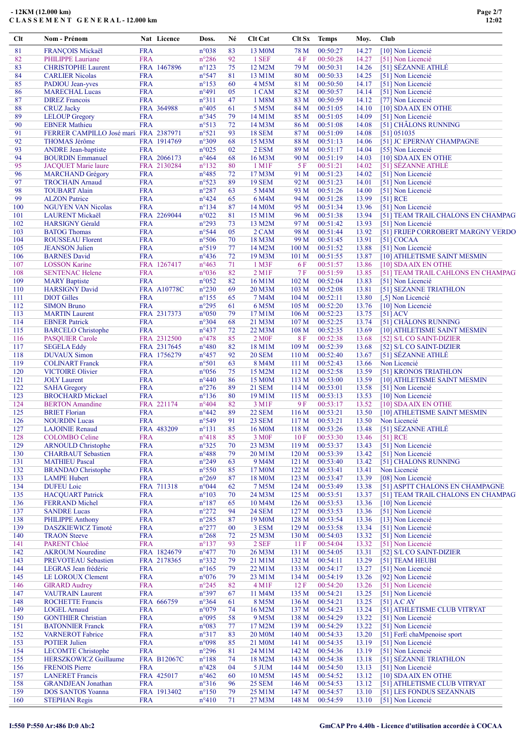**- 12KM (12.000 km)**
**C L A S S E M E N T G E N E R A L - 12.000 km**

| Clt | Nom - Prénom | Nat | Licence | Doss. | Né | Clt Cat | Clt Sx | Temps | Moy. | Club |
|---|---|---|---|---|---|---|---|---|---|---|
| 81 | FRANÇOIS Mickaël | FRA | | n°038 | 83 | 13 M0M | 78 M | 00:50:27 | 14.27 | [10] Non Licencié |
| 82 | PHILIPPE Lauriane | FRA | | n°286 | 92 | 1 SEF | 4 F | 00:50:28 | 14.27 | [51] Non Licencié |
| 83 | CHRISTOPHE Laurent | FRA | 1467896 | n°123 | 75 | 12 M2M | 79 M | 00:50:31 | 14.26 | [51] SÉZANNE ATHLÉ |
| 84 | CARLIER Nicolas | FRA | | n°547 | 81 | 13 M1M | 80 M | 00:50:33 | 14.25 | [51] Non Licencié |
| 85 | PADIOU Jean-yves | FRA | | n°153 | 60 | 4 M5M | 81 M | 00:50:50 | 14.17 | [51] Non Licencié |
| 86 | MARECHAL Lucas | FRA | | n°491 | 05 | 1 CAM | 82 M | 00:50:57 | 14.14 | [51] Non Licencié |
| 87 | DIREZ Francois | FRA | | n°311 | 47 | 1 M8M | 83 M | 00:50:59 | 14.12 | [77] Non Licencié |
| 88 | CRUZ Jacky | FRA | 364988 | n°405 | 61 | 5 M5M | 84 M | 00:51:05 | 14.10 | [10] SDA AIX EN OTHE |
| 89 | LELOUP Gregory | FRA | | n°345 | 79 | 14 M1M | 85 M | 00:51:05 | 14.09 | [51] Non Licencié |
| 90 | EBNER Mathieu | FRA | | n°513 | 72 | 14 M3M | 86 M | 00:51:08 | 14.08 | [51] CHÂLONS RUNNING |
| 91 | FERRER CAMPILLO José mari | FRA | 2387971 | n°521 | 93 | 18 SEM | 87 M | 00:51:09 | 14.08 | [51] 051035 |
| 92 | THOMAS Jérôme | FRA | 1914769 | n°309 | 68 | 15 M3M | 88 M | 00:51:13 | 14.06 | [51] JC EPERNAY CHAMPAGNE |
| 93 | ANDRE Jean-baptiste | FRA | | n°025 | 02 | 2 ESM | 89 M | 00:51:17 | 14.04 | [55] Non Licencié |
| 94 | BOURDIN Emmanuel | FRA | 2066173 | n°464 | 68 | 16 M3M | 90 M | 00:51:19 | 14.03 | [10] SDA AIX EN OTHE |
| 95 | JACQUET Marie laure | FRA | 2130284 | n°132 | 80 | 1 M1F | 5 F | 00:51:21 | 14.02 | [51] SÉZANNE ATHLÉ |
| 96 | MARCHAND Grégory | FRA | | n°485 | 72 | 17 M3M | 91 M | 00:51:23 | 14.02 | [51] Non Licencié |
| 97 | TROCHAIN Arnaud | FRA | | n°523 | 89 | 19 SEM | 92 M | 00:51:23 | 14.01 | [51] Non Licencié |
| 98 | TOUBART Alain | FRA | | n°287 | 63 | 5 M4M | 93 M | 00:51:26 | 14.00 | [51] Non Licencié |
| 99 | ALZON Patrice | FRA | | n°424 | 65 | 6 M4M | 94 M | 00:51:28 | 13.99 | [51] RCE |
| 100 | NGUYEN VAN Nicolas | FRA | | n°134 | 87 | 14 M0M | 95 M | 00:51:34 | 13.96 | [51] Non Licencié |
| 101 | LAURENT Mickaël | FRA | 2269044 | n°022 | 81 | 15 M1M | 96 M | 00:51:38 | 13.94 | [51] TEAM TRAIL CHALONS EN CHAMPAG |
| 102 | HARSIGNY Gérald | FRA | | n°293 | 73 | 13 M2M | 97 M | 00:51:42 | 13.93 | [51] Non Licencié |
| 103 | BATOG Thomas | FRA | | n°544 | 05 | 2 CAM | 98 M | 00:51:44 | 13.92 | [51] FRIJEP CORROBERT MARGNY VERDO |
| 104 | ROUSSEAU Florent | FRA | | n°506 | 70 | 18 M3M | 99 M | 00:51:45 | 13.91 | [51] COCAA |
| 105 | JEANSON Julien | FRA | | n°519 | 77 | 14 M2M | 100 M | 00:51:52 | 13.88 | [51] Non Licencié |
| 106 | BARNES David | FRA | | n°436 | 72 | 19 M3M | 101 M | 00:51:55 | 13.87 | [10] ATHLETISME SAINT MESMIN |
| 107 | LOSSON Karine | FRA | 1267417 | n°463 | 71 | 1 M3F | 6 F | 00:51:57 | 13.86 | [10] SDA AIX EN OTHE |
| 108 | SENTENAC Helene | FRA | | n°036 | 82 | 2 M1F | 7 F | 00:51:59 | 13.85 | [51] TEAM TRAIL CAHLONS EN CHAMPAG |
| 109 | MARY Baptiste | FRA | | n°052 | 82 | 16 M1M | 102 M | 00:52:04 | 13.83 | [51] Non Licencié |
| 110 | HARSIGNY David | FRA | A10778C | n°230 | 69 | 20 M3M | 103 M | 00:52:08 | 13.81 | [51] SEZANNE TRIATHLON |
| 111 | DIOT Gilles | FRA | | n°155 | 65 | 7 M4M | 104 M | 00:52:11 | 13.80 | [,5] Non Licencié |
| 112 | SIMON Bruno | FRA | | n°295 | 61 | 6 M5M | 105 M | 00:52:20 | 13.76 | [10] Non Licencié |
| 113 | MARTIN Laurent | FRA | 2317373 | n°050 | 79 | 17 M1M | 106 M | 00:52:23 | 13.75 | [51] ACV |
| 114 | EBNER Patrick | FRA | | n°304 | 68 | 21 M3M | 107 M | 00:52:25 | 13.74 | [51] CHÂLONS RUNNING |
| 115 | BARCELO Christophe | FRA | | n°437 | 72 | 22 M3M | 108 M | 00:52:35 | 13.69 | [10] ATHLETISME SAINT MESMIN |
| 116 | PASQUIER Carole | FRA | 2312500 | n°478 | 85 | 2 M0F | 8 F | 00:52:38 | 13.68 | [52] S/L CO SAINT-DIZIER |
| 117 | SEGELA Eddy | FRA | 2317645 | n°480 | 82 | 18 M1M | 109 M | 00:52:39 | 13.68 | [52] S/L CO SAINT-DIZIER |
| 118 | DUVAUX Simon | FRA | 1756279 | n°457 | 92 | 20 SEM | 110 M | 00:52:40 | 13.67 | [51] SÉZANNE ATHLÉ |
| 119 | COLINART Franck | FRA | | n°501 | 63 | 8 M4M | 111 M | 00:52:43 | 13.66 | Non Licencié |
| 120 | VICTOIRE Olivier | FRA | | n°056 | 75 | 15 M2M | 112 M | 00:52:58 | 13.59 | [51] KRONOS TRIATHLON |
| 121 | JOLY Laurent | FRA | | n°440 | 86 | 15 M0M | 113 M | 00:53:00 | 13.59 | [10] ATHLETISME SAINT MESMIN |
| 122 | SAHA Gregory | FRA | | n°276 | 89 | 21 SEM | 114 M | 00:53:01 | 13.58 | [51] Non Licencié |
| 123 | BROCHARD Mickael | FRA | | n°136 | 80 | 19 M1M | 115 M | 00:53:13 | 13.53 | [10] Non Licencié |
| 124 | BERTON Amandine | FRA | 221174 | n°404 | 82 | 3 M1F | 9 F | 00:53:17 | 13.52 | [10] SDA AIX EN OTHE |
| 125 | BRIET Florian | FRA | | n°442 | 89 | 22 SEM | 116 M | 00:53:21 | 13.50 | [10] ATHLETISME SAINT MESMIN |
| 126 | NOURDIN Lucas | FRA | | n°549 | 91 | 23 SEM | 117 M | 00:53:21 | 13.50 | Non Licencié |
| 127 | LAJOINIE Renaud | FRA | 483209 | n°131 | 85 | 16 M0M | 118 M | 00:53:26 | 13.48 | [51] SÉZANNE ATHLÉ |
| 128 | COLOMBO Celine | FRA | | n°418 | 85 | 3 M0F | 10 F | 00:53:30 | 13.46 | [51] RCE |
| 129 | ARNOULD Christophe | FRA | | n°325 | 70 | 23 M3M | 119 M | 00:53:37 | 13.43 | [51] Non Licencié |
| 130 | CHARBAUT Sebastien | FRA | | n°488 | 79 | 20 M1M | 120 M | 00:53:39 | 13.42 | [51] Non Licencié |
| 131 | MATHIEU Pascal | FRA | | n°249 | 63 | 9 M4M | 121 M | 00:53:40 | 13.42 | [51] CHALONS RUNNING |
| 132 | BRANDAO Christophe | FRA | | n°550 | 85 | 17 M0M | 122 M | 00:53:41 | 13.41 | Non Licencié |
| 133 | LAMPE Hubert | FRA | | n°269 | 87 | 18 M0M | 123 M | 00:53:47 | 13.39 | [08] Non Licencié |
| 134 | DUFEU Loic | FRA | 711318 | n°044 | 62 | 7 M5M | 124 M | 00:53:49 | 13.38 | [51] ASPTT CHALONS EN CHAMPAGNE |
| 135 | HACQUART Patrick | FRA | | n°103 | 70 | 24 M3M | 125 M | 00:53:51 | 13.37 | [51] TEAM TRAIL CHALONS EN CHAMPAG |
| 136 | FERRAND Michel | FRA | | n°187 | 65 | 10 M4M | 126 M | 00:53:53 | 13.36 | [10] Non Licencié |
| 137 | SANDRE Lucas | FRA | | n°272 | 94 | 24 SEM | 127 M | 00:53:53 | 13.36 | [51] Non Licencié |
| 138 | PHILIPPE Anthony | FRA | | n°285 | 87 | 19 M0M | 128 M | 00:53:54 | 13.36 | [13] Non Licencié |
| 139 | DASZKIEWICZ Timoté | FRA | | n°277 | 00 | 3 ESM | 129 M | 00:53:58 | 13.34 | [51] Non Licencié |
| 140 | TRAON Steeve | FRA | | n°268 | 72 | 25 M3M | 130 M | 00:54:03 | 13.32 | [51] Non Licencié |
| 141 | PARENT Chloé | FRA | | n°137 | 93 | 2 SEF | 11 F | 00:54:04 | 13.32 | [51] Non Licencié |
| 142 | AKROUM Nouredine | FRA | 1824679 | n°477 | 70 | 26 M3M | 131 M | 00:54:05 | 13.31 | [52] S/L CO SAINT-DIZIER |
| 143 | PREVOTEAU Sebastien | FRA | 2178365 | n°332 | 79 | 21 M1M | 132 M | 00:54:11 | 13.29 | [51] TEAM HEUBI |
| 144 | LEGRAS Jean frédéric | FRA | | n°165 | 79 | 22 M1M | 133 M | 00:54:17 | 13.27 | [51] Non Licencié |
| 145 | LE LOROUX Clement | FRA | | n°076 | 79 | 23 M1M | 134 M | 00:54:19 | 13.26 | [92] Non Licencié |
| 146 | GIRARD Audrey | FRA | | n°245 | 82 | 4 M1F | 12 F | 00:54:20 | 13.26 | [51] Non Licencié |
| 147 | VAUTRAIN Laurent | FRA | | n°397 | 67 | 11 M4M | 135 M | 00:54:21 | 13.25 | [51] Non Licencié |
| 148 | ROCHETTE Francis | FRA | 666759 | n°364 | 61 | 8 M5M | 136 M | 00:54:21 | 13.25 | [51] A.C AY |
| 149 | LOGEL Arnaud | FRA | | n°079 | 74 | 16 M2M | 137 M | 00:54:23 | 13.24 | [51] ATHLETISME CLUB VITRYAT |
| 150 | GONTHIER Christian | FRA | | n°095 | 58 | 9 M5M | 138 M | 00:54:29 | 13.22 | [51] Non Licencié |
| 151 | BATONNIER Franck | FRA | | n°083 | 77 | 17 M2M | 139 M | 00:54:29 | 13.22 | [51] Non Licencié |
| 152 | VARNEROT Fabrice | FRA | | n°317 | 83 | 20 M0M | 140 M | 00:54:33 | 13.20 | [51] FerE chaMpenoise sport |
| 153 | POTIER Julien | FRA | | n°098 | 85 | 21 M0M | 141 M | 00:54:35 | 13.19 | [51] Non Licencié |
| 154 | LECOMTE Christophe | FRA | | n°296 | 81 | 24 M1M | 142 M | 00:54:36 | 13.19 | [51] Non Licencié |
| 155 | HERSZKOWICZ Guillaume | FRA | B12067C | n°188 | 74 | 18 M2M | 143 M | 00:54:38 | 13.18 | [51] SÉZANNE TRIATHLON |
| 156 | FRENOIS Pierre | FRA | | n°428 | 04 | 5 JUM | 144 M | 00:54:50 | 13.13 | [51] Non Licencié |
| 157 | LANERET Francis | FRA | 425017 | n°462 | 60 | 10 M5M | 145 M | 00:54:52 | 13.12 | [10] SDA AIX EN OTHE |
| 158 | GRANDJEAN Jonathan | FRA | | n°316 | 96 | 25 SEM | 146 M | 00:54:53 | 13.12 | [51] ATHLETISME CLUB VITRYAT |
| 159 | DOS SANTOS Yoanna | FRA | 1913402 | n°150 | 79 | 25 M1M | 147 M | 00:54:57 | 13.10 | [51] LES FONDUS SEZANNAIS |
| 160 | STEPHAN Regis | FRA | | n°410 | 71 | 27 M3M | 148 M | 00:54:59 | 13.10 | [51] Non Licencié |

I:550 P:550 Ar:486 D:0 Ab:2

GmCAP Pro 4.40h - Licence d'utilisation accordée à COCAA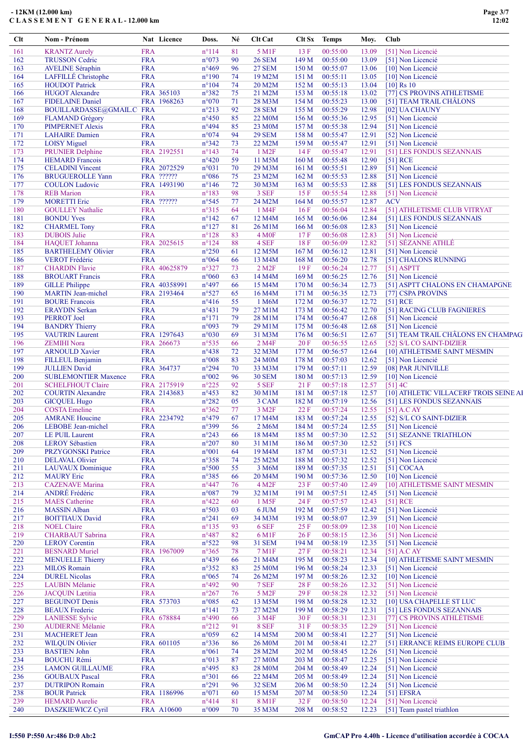# - 12KM (12.000 km)

## C L A S S E M E N T   G E N E R A L - 12.000 km

| Clt | Nom - Prénom | Nat | Licence | Doss. | Né | Clt Cat | Clt Sx | Temps | Moy. | Club |
|---|---|---|---|---|---|---|---|---|---|---|
| 161 | KRANTZ Aurely | FRA | | n°114 | 81 | 5 M1F | 13 F | 00:55:00 | 13.09 | [51] Non Licencié |
| 162 | TRUSSON Cedric | FRA | | n°073 | 90 | 26 SEM | 149 M | 00:55:00 | 13.09 | [51] Non Licencié |
| 163 | AVELINE Séraphin | FRA | | n°469 | 96 | 27 SEM | 150 M | 00:55:07 | 13.06 | [10] Non Licencié |
| 164 | LAFFILLÉ Christophe | FRA | | n°190 | 74 | 19 M2M | 151 M | 00:55:11 | 13.05 | [10] Non Licencié |
| 165 | HOUDOT Patrick | FRA | | n°104 | 74 | 20 M2M | 152 M | 00:55:13 | 13.04 | [10] Rs 10 |
| 166 | HUGOT Alexandre | FRA | 365103 | n°382 | 75 | 21 M2M | 153 M | 00:55:18 | 13.02 | [77] CS PROVINS ATHLETISME |
| 167 | FIDELAINE Daniel | FRA | 1968263 | n°070 | 71 | 28 M3M | 154 M | 00:55:23 | 13.00 | [51] TEAM TRAIL CHÂLONS |
| 168 | BOUILLARDASSE@GMAIL.C | FRA | | n°213 | 92 | 28 SEM | 155 M | 00:55:29 | 12.98 | [02] UA CHAUNY |
| 169 | FLAMAND Grégory | FRA | | n°450 | 85 | 22 M0M | 156 M | 00:55:36 | 12.95 | [51] Non Licencié |
| 170 | PIMPERNET Alexis | FRA | | n°494 | 85 | 23 M0M | 157 M | 00:55:38 | 12.94 | [51] Non Licencié |
| 171 | LAHAIRE Damien | FRA | | n°074 | 94 | 29 SEM | 158 M | 00:55:47 | 12.91 | [52] Non Licencié |
| 172 | LOISY Miguel | FRA | | n°342 | 73 | 22 M2M | 159 M | 00:55:47 | 12.91 | [51] Non Licencié |
| 173 | PRUNIER Delphine | FRA | 2192551 | n°143 | 74 | 1 M2F | 14 F | 00:55:47 | 12.91 | [51] LES FONDUS SEZANNAIS |
| 174 | HEMARD Francois | FRA | | n°420 | 59 | 11 M5M | 160 M | 00:55:48 | 12.90 | [51] RCE |
| 175 | CELADINI Vincent | FRA | 2072529 | n°031 | 70 | 29 M3M | 161 M | 00:55:51 | 12.89 | [51] Non Licencié |
| 176 | BRUGUEROLLE Yann | FRA | ?????? | n°086 | 75 | 23 M2M | 162 M | 00:55:53 | 12.88 | [51] Non Licencié |
| 177 | COULON Ludovic | FRA | 1493190 | n°146 | 72 | 30 M3M | 163 M | 00:55:53 | 12.88 | [51] LES FONDUS SEZANNAIS |
| 178 | REB Marion | FRA | | n°183 | 98 | 3 SEF | 15 F | 00:55:54 | 12.88 | [51] Non Licencié |
| 179 | MORETTI Eric | FRA | ?????? | n°545 | 77 | 24 M2M | 164 M | 00:55:57 | 12.87 | ACV |
| 180 | GOULLEY Nathalie | FRA | | n°315 | 64 | 1 M4F | 16 F | 00:56:04 | 12.84 | [51] ATHLETISME CLUB VITRYAT |
| 181 | BONDU Yves | FRA | | n°142 | 67 | 12 M4M | 165 M | 00:56:06 | 12.84 | [51] LES FONDUS SEZANNAIS |
| 182 | CHARMEL Tony | FRA | | n°127 | 81 | 26 M1M | 166 M | 00:56:08 | 12.83 | [51] Non Licencié |
| 183 | DUBOIS Julie | FRA | | n°128 | 83 | 4 M0F | 17 F | 00:56:08 | 12.83 | [51] Non Licencié |
| 184 | HAQUET Johanna | FRA | 2025615 | n°124 | 88 | 4 SEF | 18 F | 00:56:09 | 12.82 | [51] SÉZANNE ATHLÉ |
| 185 | BARTHELEMY Olivier | FRA | | n°250 | 61 | 12 M5M | 167 M | 00:56:12 | 12.81 | [51] Non Licencié |
| 186 | VEROT Frédéric | FRA | | n°064 | 66 | 13 M4M | 168 M | 00:56:20 | 12.78 | [51] CHALONS RUNNING |
| 187 | CHARDIN Flavie | FRA | 40625879 | n°327 | 73 | 2 M2F | 19 F | 00:56:24 | 12.77 | [51] ASPTT |
| 188 | BROUART Francis | FRA | | n°060 | 63 | 14 M4M | 169 M | 00:56:25 | 12.76 | [51] Non Licencié |
| 189 | GILLE Philippe | FRA | 40358991 | n°497 | 66 | 15 M4M | 170 M | 00:56:34 | 12.73 | [51] ASPTT CHALONS EN CHAMAPGNE |
| 190 | MARTIN Jean-michel | FRA | 2193464 | n°527 | 65 | 16 M4M | 171 M | 00:56:35 | 12.73 | [77] CSPA PROVINS |
| 191 | BOURE Francois | FRA | | n°416 | 55 | 1 M6M | 172 M | 00:56:37 | 12.72 | [51] RCE |
| 192 | ERAYDIN Serkan | FRA | | n°431 | 79 | 27 M1M | 173 M | 00:56:42 | 12.70 | [51] RACING CLUB FAGNIERES |
| 193 | PERROT Joel | FRA | | n°171 | 79 | 28 M1M | 174 M | 00:56:47 | 12.68 | [51] Non Licencié |
| 194 | BANDRY Thierry | FRA | | n°093 | 79 | 29 M1M | 175 M | 00:56:48 | 12.68 | [51] Non Licencié |
| 195 | VAUTRIN Laurent | FRA | 1297643 | n°030 | 69 | 31 M3M | 176 M | 00:56:51 | 12.67 | [51] TEAM TRAIL CHÂLONS EN CHAMPAG |
| 196 | ZEMIHI Nora | FRA | 266673 | n°535 | 66 | 2 M4F | 20 F | 00:56:55 | 12.65 | [52] S/L CO SAINT-DIZIER |
| 197 | ARNOULD Xavier | FRA | | n°438 | 72 | 32 M3M | 177 M | 00:56:57 | 12.64 | [10] ATHLETISME SAINT MESMIN |
| 198 | FILLEUL Benjamin | FRA | | n°008 | 83 | 24 M0M | 178 M | 00:57:03 | 12.62 | [51] Non Licencié |
| 199 | JULLIEN David | FRA | 364737 | n°294 | 70 | 33 M3M | 179 M | 00:57:11 | 12.59 | [08] PAR JUNIVILLE |
| 200 | SUBLEMONTIER Maxence | FRA | | n°002 | 96 | 30 SEM | 180 M | 00:57:13 | 12.59 | [10] Non Licencié |
| 201 | SCHELFHOUT Claire | FRA | 2175919 | n°225 | 92 | 5 SEF | 21 F | 00:57:18 | 12.57 | [51] 4C |
| 202 | COURTIN Alexandre | FRA | 2143683 | n°453 | 82 | 30 M1M | 181 M | 00:57:18 | 12.57 | [10] ATHLETIC VILLACERF TROIS SEINE AI |
| 203 | GICQUEL Hugo | FRA | | n°282 | 05 | 3 CAM | 182 M | 00:57:19 | 12.56 | [51] LES FONDUS SEZANNAIS |
| 204 | COSTA Emeline | FRA | | n°362 | 77 | 3 M2F | 22 F | 00:57:24 | 12.55 | [51] A.C AY |
| 205 | AMRANE Houcine | FRA | 2234792 | n°479 | 67 | 17 M4M | 183 M | 00:57:24 | 12.55 | [52] S/L CO SAINT-DIZIER |
| 206 | LEBOBE Jean-michel | FRA | | n°399 | 56 | 2 M6M | 184 M | 00:57:24 | 12.55 | [51] Non Licencié |
| 207 | LE PUIL Laurent | FRA | | n°243 | 66 | 18 M4M | 185 M | 00:57:30 | 12.52 | [51] SEZANNE TRIATHLON |
| 208 | LEROY Sébastien | FRA | | n°207 | 80 | 31 M1M | 186 M | 00:57:30 | 12.52 | [51] FCS |
| 209 | PRZYGONSKI Patrice | FRA | | n°001 | 64 | 19 M4M | 187 M | 00:57:31 | 12.52 | [51] Non Licencié |
| 210 | DELAVAL Olivier | FRA | | n°358 | 74 | 25 M2M | 188 M | 00:57:32 | 12.52 | [51] Non Licencié |
| 211 | LAUVAUX Dominique | FRA | | n°500 | 55 | 3 M6M | 189 M | 00:57:35 | 12.51 | [51] COCAA |
| 212 | MAURY Eric | FRA | | n°385 | 66 | 20 M4M | 190 M | 00:57:36 | 12.50 | [10] Non Licencié |
| 213 | CAZENAVE Marina | FRA | | n°447 | 76 | 4 M2F | 23 F | 00:57:40 | 12.49 | [10] ATHLETISME SAINT MESMIN |
| 214 | ANDRÉ Frédéric | FRA | | n°087 | 79 | 32 M1M | 191 M | 00:57:51 | 12.45 | [51] Non Licencié |
| 215 | MAES Catherine | FRA | | n°422 | 60 | 1 M5F | 24 F | 00:57:57 | 12.43 | [51] RCE |
| 216 | MASSIN Alban | FRA | | n°503 | 03 | 6 JUM | 192 M | 00:57:59 | 12.42 | [51] Non Licencié |
| 217 | BOITTIAUX David | FRA | | n°241 | 69 | 34 M3M | 193 M | 00:58:07 | 12.39 | [51] Non Licencié |
| 218 | NOEL Claire | FRA | | n°135 | 93 | 6 SEF | 25 F | 00:58:09 | 12.38 | [10] Non Licencié |
| 219 | CHARBAUT Sabrina | FRA | | n°487 | 82 | 6 M1F | 26 F | 00:58:15 | 12.36 | [51] Non Licencié |
| 220 | LEROY Corentin | FRA | | n°522 | 98 | 31 SEM | 194 M | 00:58:19 | 12.35 | [51] Non Licencié |
| 221 | BESNARD Muriel | FRA | 1967009 | n°365 | 78 | 7 M1F | 27 F | 00:58:21 | 12.34 | [51] A.C AY |
| 222 | MENUELLE Thierry | FRA | | n°439 | 66 | 21 M4M | 195 M | 00:58:23 | 12.34 | [10] ATHLETISME SAINT MESMIN |
| 223 | MILOS Romain | FRA | | n°352 | 83 | 25 M0M | 196 M | 00:58:24 | 12.33 | [51] Non Licencié |
| 224 | DUREL Nicolas | FRA | | n°065 | 74 | 26 M2M | 197 M | 00:58:26 | 12.32 | [10] Non Licencié |
| 225 | LAUBIN Mélanie | FRA | | n°492 | 90 | 7 SEF | 28 F | 00:58:26 | 12.32 | [51] Non Licencié |
| 226 | JACQUIN Lætitia | FRA | | n°267 | 76 | 5 M2F | 29 F | 00:58:28 | 12.32 | [51] Non Licencié |
| 227 | BEGUINOT Denis | FRA | 573703 | n°085 | 62 | 13 M5M | 198 M | 00:58:28 | 12.32 | [10] USA CHAPELLE ST LUC |
| 228 | BEAUX Frederic | FRA | | n°141 | 73 | 27 M2M | 199 M | 00:58:29 | 12.31 | [51] LES FONDUS SEZANNAIS |
| 229 | LANIESSE Sylvie | FRA | 678884 | n°490 | 66 | 3 M4F | 30 F | 00:58:31 | 12.31 | [77] CS PROVINS ATHLÉTISME |
| 230 | AUDIERNE Mélanie | FRA | | n°212 | 91 | 8 SEF | 31 F | 00:58:35 | 12.29 | [51] Non Licencié |
| 231 | MACHERET Jean | FRA | | n°059 | 62 | 14 M5M | 200 M | 00:58:41 | 12.27 | [51] Non Licencié |
| 232 | WILQUIN Olivier | FRA | 601105 | n°336 | 86 | 26 M0M | 201 M | 00:58:41 | 12.27 | [51] ERRANCE REIMS EUROPE CLUB |
| 233 | BASTIEN John | FRA | | n°061 | 74 | 28 M2M | 202 M | 00:58:45 | 12.26 | [51] Non Licencié |
| 234 | BOUCHU Rémi | FRA | | n°013 | 87 | 27 M0M | 203 M | 00:58:47 | 12.25 | [51] Non Licencié |
| 235 | LAMON GUILLAUME | FRA | | n°495 | 83 | 28 M0M | 204 M | 00:58:49 | 12.24 | [51] Non Licencié |
| 236 | GOUBAUX Pascal | FRA | | n°301 | 66 | 22 M4M | 205 M | 00:58:49 | 12.24 | [51] Non Licencié |
| 237 | DUTRIPON Romain | FRA | | n°291 | 96 | 32 SEM | 206 M | 00:58:50 | 12.24 | [51] Non Licencié |
| 238 | BOUR Patrick | FRA | 1186996 | n°071 | 60 | 15 M5M | 207 M | 00:58:50 | 12.24 | [51] EFSRA |
| 239 | HEMARD Aurelie | FRA | | n°414 | 81 | 8 M1F | 32 F | 00:58:50 | 12.24 | [51] Non Licencié |
| 240 | DASZKIEWICZ Cyril | FRA | A10600 | n°009 | 70 | 35 M3M | 208 M | 00:58:52 | 12.23 | [51] Team pastel triathlon |

I:550 P:550 Ar:486 D:0 Ab:2

GmCAP Pro 4.40h - Licence d'utilisation accordée à COCAA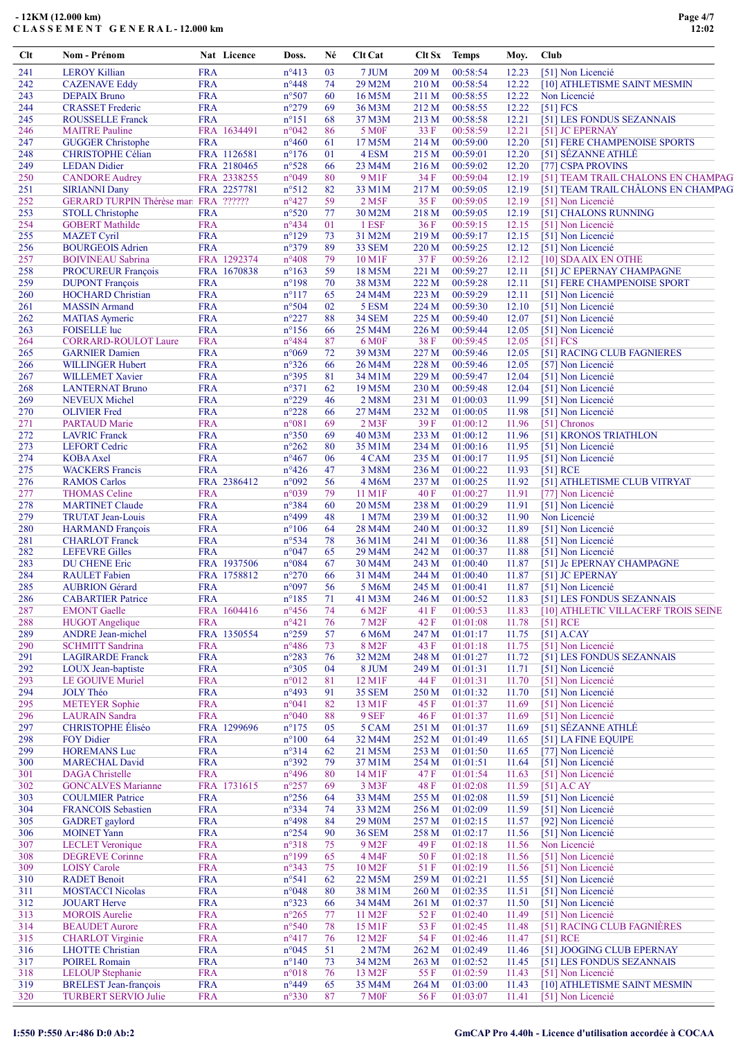# - 12KM (12.000 km)
## C L A S S E M E N T G E N E R A L - 12.000 km

| Clt | Nom - Prénom | Nat | Licence | Doss. | Né | Clt Cat | Clt Sx | Temps | Moy. | Club |
|---|---|---|---|---|---|---|---|---|---|---|
| 241 | LEROY Killian | FRA | | n°413 | 03 | 7 JUM | 209 M | 00:58:54 | 12.23 | [51] Non Licencié |
| 242 | CAZENAVE Eddy | FRA | | n°448 | 74 | 29 M2M | 210 M | 00:58:54 | 12.22 | [10] ATHLETISME SAINT MESMIN |
| 243 | DEPAIX Bruno | FRA | | n°507 | 60 | 16 M5M | 211 M | 00:58:55 | 12.22 | Non Licencié |
| 244 | CRASSET Frederic | FRA | | n°279 | 69 | 36 M3M | 212 M | 00:58:55 | 12.22 | [51] FCS |
| 245 | ROUSSELLE Franck | FRA | | n°151 | 68 | 37 M3M | 213 M | 00:58:58 | 12.21 | [51] LES FONDUS SEZANNAIS |
| 246 | MAITRE Pauline | FRA | 1634491 | n°042 | 86 | 5 M0F | 33 F | 00:58:59 | 12.21 | [51] JC EPERNAY |
| 247 | GUGGER Christophe | FRA | | n°460 | 61 | 17 M5M | 214 M | 00:59:00 | 12.20 | [51] FERE CHAMPENOISE SPORTS |
| 248 | CHRISTOPHE Célian | FRA | 1126581 | n°176 | 01 | 4 ESM | 215 M | 00:59:01 | 12.20 | [51] SÉZANNE ATHLÉ |
| 249 | LEDAN Didier | FRA | 2180465 | n°528 | 66 | 23 M4M | 216 M | 00:59:02 | 12.20 | [77] CSPA PROVINS |
| 250 | CANDORE Audrey | FRA | 2338255 | n°049 | 80 | 9 M1F | 34 F | 00:59:04 | 12.19 | [51] TEAM TRAIL CHALONS EN CHAMPAG |
| 251 | SIRIANNI Dany | FRA | 2257781 | n°512 | 82 | 33 M1M | 217 M | 00:59:05 | 12.19 | [51] TEAM TRAIL CHÂLONS EN CHAMPAG |
| 252 | GERARD TURPIN Thérèse mar | FRA | ?????? | n°427 | 59 | 2 M5F | 35 F | 00:59:05 | 12.19 | [51] Non Licencié |
| 253 | STOLL Christophe | FRA | | n°520 | 77 | 30 M2M | 218 M | 00:59:05 | 12.19 | [51] CHALONS RUNNING |
| 254 | GOBERT Mathilde | FRA | | n°434 | 01 | 1 ESF | 36 F | 00:59:15 | 12.15 | [51] Non Licencié |
| 255 | MAZET Cyril | FRA | | n°129 | 73 | 31 M2M | 219 M | 00:59:17 | 12.15 | [51] Non Licencié |
| 256 | BOURGEOIS Adrien | FRA | | n°379 | 89 | 33 SEM | 220 M | 00:59:25 | 12.12 | [51] Non Licencié |
| 257 | BOIVINEAU Sabrina | FRA | 1292374 | n°408 | 79 | 10 M1F | 37 F | 00:59:26 | 12.12 | [10] SDA AIX EN OTHE |
| 258 | PROCUREUR François | FRA | 1670838 | n°163 | 59 | 18 M5M | 221 M | 00:59:27 | 12.11 | [51] JC EPERNAY CHAMPAGNE |
| 259 | DUPONT François | FRA | | n°198 | 70 | 38 M3M | 222 M | 00:59:28 | 12.11 | [51] FERE CHAMPENOISE SPORT |
| 260 | HOCHARD Christian | FRA | | n°117 | 65 | 24 M4M | 223 M | 00:59:29 | 12.11 | [51] Non Licencié |
| 261 | MASSIN Armand | FRA | | n°504 | 02 | 5 ESM | 224 M | 00:59:30 | 12.10 | [51] Non Licencié |
| 262 | MATIAS Aymeric | FRA | | n°227 | 88 | 34 SEM | 225 M | 00:59:40 | 12.07 | [51] Non Licencié |
| 263 | FOISELLE luc | FRA | | n°156 | 66 | 25 M4M | 226 M | 00:59:44 | 12.05 | [51] Non Licencié |
| 264 | CORRARD-ROULOT Laure | FRA | | n°484 | 87 | 6 M0F | 38 F | 00:59:45 | 12.05 | [51] FCS |
| 265 | GARNIER Damien | FRA | | n°069 | 72 | 39 M3M | 227 M | 00:59:46 | 12.05 | [51] RACING CLUB FAGNIERES |
| 266 | WILLINGER Hubert | FRA | | n°326 | 66 | 26 M4M | 228 M | 00:59:46 | 12.05 | [57] Non Licencié |
| 267 | WILLEMET Xavier | FRA | | n°395 | 81 | 34 M1M | 229 M | 00:59:47 | 12.04 | [51] Non Licencié |
| 268 | LANTERNAT Bruno | FRA | | n°371 | 62 | 19 M5M | 230 M | 00:59:48 | 12.04 | [51] Non Licencié |
| 269 | NEVEUX Michel | FRA | | n°229 | 46 | 2 M8M | 231 M | 01:00:03 | 11.99 | [51] Non Licencié |
| 270 | OLIVIER Fred | FRA | | n°228 | 66 | 27 M4M | 232 M | 01:00:05 | 11.98 | [51] Non Licencié |
| 271 | PARTAUD Marie | FRA | | n°081 | 69 | 2 M3F | 39 F | 01:00:12 | 11.96 | [51] Chronos |
| 272 | LAVRIC Franck | FRA | | n°350 | 69 | 40 M3M | 233 M | 01:00:12 | 11.96 | [51] KRONOS TRIATHLON |
| 273 | LEFORT Cedric | FRA | | n°262 | 80 | 35 M1M | 234 M | 01:00:16 | 11.95 | [51] Non Licencié |
| 274 | KOBA Axel | FRA | | n°467 | 06 | 4 CAM | 235 M | 01:00:17 | 11.95 | [51] Non Licencié |
| 275 | WACKERS Francis | FRA | | n°426 | 47 | 3 M8M | 236 M | 01:00:22 | 11.93 | [51] RCE |
| 276 | RAMOS Carlos | FRA | 2386412 | n°092 | 56 | 4 M6M | 237 M | 01:00:25 | 11.92 | [51] ATHLETISME CLUB VITRYAT |
| 277 | THOMAS Celine | FRA | | n°039 | 79 | 11 M1F | 40 F | 01:00:27 | 11.91 | [77] Non Licencié |
| 278 | MARTINET Claude | FRA | | n°384 | 60 | 20 M5M | 238 M | 01:00:29 | 11.91 | [51] Non Licencié |
| 279 | TRUTAT Jean-Louis | FRA | | n°499 | 48 | 1 M7M | 239 M | 01:00:32 | 11.90 | Non Licencié |
| 280 | HARMAND François | FRA | | n°106 | 64 | 28 M4M | 240 M | 01:00:32 | 11.89 | [51] Non Licencié |
| 281 | CHARLOT Franck | FRA | | n°534 | 78 | 36 M1M | 241 M | 01:00:36 | 11.88 | [51] Non Licencié |
| 282 | LEFEVRE Gilles | FRA | | n°047 | 65 | 29 M4M | 242 M | 01:00:37 | 11.88 | [51] Non Licencié |
| 283 | DU CHENE Eric | FRA | 1937506 | n°084 | 67 | 30 M4M | 243 M | 01:00:40 | 11.87 | [51] Jc EPERNAY CHAMPAGNE |
| 284 | RAULET Fabien | FRA | 1758812 | n°270 | 66 | 31 M4M | 244 M | 01:00:40 | 11.87 | [51] JC EPERNAY |
| 285 | AUBRION Gérard | FRA | | n°097 | 56 | 5 M6M | 245 M | 01:00:41 | 11.87 | [51] Non Licencié |
| 286 | CABARTIER Patrice | FRA | | n°185 | 71 | 41 M3M | 246 M | 01:00:52 | 11.83 | [51] LES FONDUS SEZANNAIS |
| 287 | EMONT Gaelle | FRA | 1604416 | n°456 | 74 | 6 M2F | 41 F | 01:00:53 | 11.83 | [10] ATHLETIC VILLACERF TROIS SEINE |
| 288 | HUGOT Angelique | FRA | | n°421 | 76 | 7 M2F | 42 F | 01:01:08 | 11.78 | [51] RCE |
| 289 | ANDRE Jean-michel | FRA | 1350554 | n°259 | 57 | 6 M6M | 247 M | 01:01:17 | 11.75 | [51] A.CAY |
| 290 | SCHMITT Sandrina | FRA | | n°486 | 73 | 8 M2F | 43 F | 01:01:18 | 11.75 | [51] Non Licencié |
| 291 | LAGIRARDE Franck | FRA | | n°283 | 76 | 32 M2M | 248 M | 01:01:27 | 11.72 | [51] LES FONDUS SEZANNAIS |
| 292 | LOUX Jean-baptiste | FRA | | n°305 | 04 | 8 JUM | 249 M | 01:01:31 | 11.71 | [51] Non Licencié |
| 293 | LE GOUIVE Muriel | FRA | | n°012 | 81 | 12 M1F | 44 F | 01:01:31 | 11.70 | [51] Non Licencié |
| 294 | JOLY Théo | FRA | | n°493 | 91 | 35 SEM | 250 M | 01:01:32 | 11.70 | [51] Non Licencié |
| 295 | METEYER Sophie | FRA | | n°041 | 82 | 13 M1F | 45 F | 01:01:37 | 11.69 | [51] Non Licencié |
| 296 | LAURAIN Sandra | FRA | | n°040 | 88 | 9 SEF | 46 F | 01:01:37 | 11.69 | [51] Non Licencié |
| 297 | CHRISTOPHE Éliséo | FRA | 1299696 | n°175 | 05 | 5 CAM | 251 M | 01:01:37 | 11.69 | [51] SÉZANNE ATHLÉ |
| 298 | FOY Didier | FRA | | n°100 | 64 | 32 M4M | 252 M | 01:01:49 | 11.65 | [51] LA FINE EQUIPE |
| 299 | HOREMANS Luc | FRA | | n°314 | 62 | 21 M5M | 253 M | 01:01:50 | 11.65 | [77] Non Licencié |
| 300 | MARECHAL David | FRA | | n°392 | 79 | 37 M1M | 254 M | 01:01:51 | 11.64 | [51] Non Licencié |
| 301 | DAGA Christelle | FRA | | n°496 | 80 | 14 M1F | 47 F | 01:01:54 | 11.63 | [51] Non Licencié |
| 302 | GONCALVES Marianne | FRA | 1731615 | n°257 | 69 | 3 M3F | 48 F | 01:02:08 | 11.59 | [51] A.C AY |
| 303 | COULMIER Patrice | FRA | | n°256 | 64 | 33 M4M | 255 M | 01:02:08 | 11.59 | [51] Non Licencié |
| 304 | FRANCOIS Sebastien | FRA | | n°334 | 74 | 33 M2M | 256 M | 01:02:09 | 11.59 | [51] Non Licencié |
| 305 | GADRET gaylord | FRA | | n°498 | 84 | 29 M0M | 257 M | 01:02:15 | 11.57 | [92] Non Licencié |
| 306 | MOINET Yann | FRA | | n°254 | 90 | 36 SEM | 258 M | 01:02:17 | 11.56 | [51] Non Licencié |
| 307 | LECLET Veronique | FRA | | n°318 | 75 | 9 M2F | 49 F | 01:02:18 | 11.56 | Non Licencié |
| 308 | DEGREVE Corinne | FRA | | n°199 | 65 | 4 M4F | 50 F | 01:02:18 | 11.56 | [51] Non Licencié |
| 309 | LOISY Carole | FRA | | n°343 | 75 | 10 M2F | 51 F | 01:02:19 | 11.56 | [51] Non Licencié |
| 310 | RADET Benoit | FRA | | n°541 | 62 | 22 M5M | 259 M | 01:02:21 | 11.55 | [51] Non Licencié |
| 311 | MOSTACCI Nicolas | FRA | | n°048 | 80 | 38 M1M | 260 M | 01:02:35 | 11.51 | [51] Non Licencié |
| 312 | JOUART Herve | FRA | | n°323 | 66 | 34 M4M | 261 M | 01:02:37 | 11.50 | [51] Non Licencié |
| 313 | MOROIS Aurelie | FRA | | n°265 | 77 | 11 M2F | 52 F | 01:02:40 | 11.49 | [51] Non Licencié |
| 314 | BEAUDET Aurore | FRA | | n°540 | 78 | 15 M1F | 53 F | 01:02:45 | 11.48 | [51] RACING CLUB FAGNIÈRES |
| 315 | CHARLOT Virginie | FRA | | n°417 | 76 | 12 M2F | 54 F | 01:02:46 | 11.47 | [51] RCE |
| 316 | LHOTTE Christian | FRA | | n°045 | 51 | 2 M7M | 262 M | 01:02:49 | 11.46 | [51] JOOGING CLUB EPERNAY |
| 317 | POIREL Romain | FRA | | n°140 | 73 | 34 M2M | 263 M | 01:02:52 | 11.45 | [51] LES FONDUS SEZANNAIS |
| 318 | LELOUP Stephanie | FRA | | n°018 | 76 | 13 M2F | 55 F | 01:02:59 | 11.43 | [51] Non Licencié |
| 319 | BRELEST Jean-françois | FRA | | n°449 | 65 | 35 M4M | 264 M | 01:03:00 | 11.43 | [10] ATHLETISME SAINT MESMIN |
| 320 | TURBERT SERVIO Julie | FRA | | n°330 | 87 | 7 M0F | 56 F | 01:03:07 | 11.41 | [51] Non Licencié |

I:550 P:550 Ar:486 D:0 Ab:2

GmCAP Pro 4.40h - Licence d'utilisation accordée à COCAA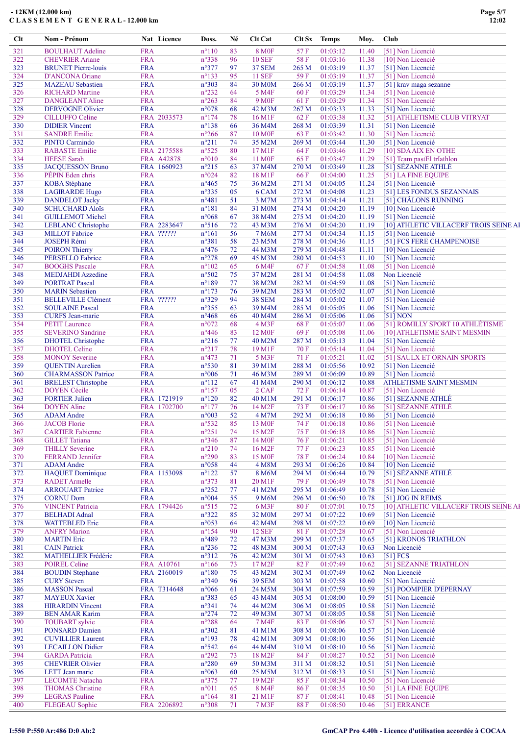# - 12KM (12.000 km)
## CLASSEMENT GENERAL - 12.000 km

| Clt | Nom - Prénom | Nat | Licence | Doss. | Né | Clt Cat | Clt Sx | Temps | Moy. | Club |
|---|---|---|---|---|---|---|---|---|---|---|
| 321 | BOULHAUT Adeline | FRA | | n°110 | 83 | 8 M0F | 57 F | 01:03:12 | 11.40 | [51] Non Licencié |
| 322 | CHEVRIER Ariane | FRA | | n°338 | 96 | 10 SEF | 58 F | 01:03:16 | 11.38 | [10] Non Licencié |
| 323 | BRUNET Pierre-louis | FRA | | n°377 | 97 | 37 SEM | 265 M | 01:03:19 | 11.37 | [51] Non Licencié |
| 324 | D'ANCONA Oriane | FRA | | n°133 | 95 | 11 SEF | 59 F | 01:03:19 | 11.37 | [51] Non Licencié |
| 325 | MAZEAU Sebastien | FRA | | n°303 | 84 | 30 M0M | 266 M | 01:03:19 | 11.37 | [51] krav maga sezanne |
| 326 | RICHARD Martine | FRA | | n°232 | 64 | 5 M4F | 60 F | 01:03:29 | 11.34 | [51] Non Licencié |
| 327 | DANGLEANT Aline | FRA | | n°263 | 84 | 9 M0F | 61 F | 01:03:29 | 11.34 | [51] Non Licencié |
| 328 | DERVOGNE Olivier | FRA | | n°078 | 68 | 42 M3M | 267 M | 01:03:33 | 11.33 | [51] Non Licencié |
| 329 | CILLUFFO Celine | FRA | 2033573 | n°174 | 78 | 16 M1F | 62 F | 01:03:38 | 11.32 | [51] ATHLETISME CLUB VITRYAT |
| 330 | DIDIER Vincent | FRA | | n°138 | 66 | 36 M4M | 268 M | 01:03:39 | 11.31 | [51] Non Licencié |
| 331 | SANDRE Emilie | FRA | | n°266 | 87 | 10 M0F | 63 F | 01:03:42 | 11.30 | [51] Non Licencié |
| 332 | PINTO Carmindo | FRA | | n°211 | 74 | 35 M2M | 269 M | 01:03:44 | 11.30 | [51] Non Licencié |
| 333 | RABASTE Emilie | FRA | 2175588 | n°525 | 80 | 17 M1F | 64 F | 01:03:46 | 11.29 | [10] SDA AIX EN OTHE |
| 334 | HEESE Sarah | FRA | A42878 | n°010 | 84 | 11 M0F | 65 F | 01:03:47 | 11.29 | [51] Team pastEl trIathlon |
| 335 | JACQUESSON Bruno | FRA | 1660923 | n°215 | 63 | 37 M4M | 270 M | 01:03:49 | 11.28 | [51] SÉZANNE ATHLÉ |
| 336 | PÉPIN Eden chris | FRA | | n°024 | 82 | 18 M1F | 66 F | 01:04:00 | 11.25 | [51] LA FINE EQUIPE |
| 337 | KOBA Stéphane | FRA | | n°465 | 75 | 36 M2M | 271 M | 01:04:05 | 11.24 | [51] Non Licencié |
| 338 | LAGIRARDE Hugo | FRA | | n°335 | 05 | 6 CAM | 272 M | 01:04:08 | 11.23 | [51] LES FONDUS SEZANNAIS |
| 339 | DANDELOT Jacky | FRA | | n°481 | 51 | 3 M7M | 273 M | 01:04:14 | 11.21 | [51] CHÂLONS RUNNING |
| 340 | SCHUCHARD Aloïs | FRA | | n°181 | 84 | 31 M0M | 274 M | 01:04:20 | 11.19 | [10] Non Licencié |
| 341 | GUILLEMOT Michel | FRA | | n°068 | 67 | 38 M4M | 275 M | 01:04:20 | 11.19 | [51] Non Licencié |
| 342 | LEBLANC Christophe | FRA | 2283647 | n°516 | 72 | 43 M3M | 276 M | 01:04:20 | 11.19 | [10] ATHLETIC VILLACERF TROIS SEINE AI |
| 343 | MILLOT Fabrice | FRA | ?????? | n°161 | 56 | 7 M6M | 277 M | 01:04:34 | 11.15 | [51] Non Licencié |
| 344 | JOSEPH Rémi | FRA | | n°381 | 58 | 23 M5M | 278 M | 01:04:36 | 11.15 | [51] FCS FERE CHAMPENOISE |
| 345 | POIRON Thierry | FRA | | n°476 | 72 | 44 M3M | 279 M | 01:04:48 | 11.11 | [10] Non Licencié |
| 346 | PERSELLO Fabrice | FRA | | n°278 | 69 | 45 M3M | 280 M | 01:04:53 | 11.10 | [51] Non Licencié |
| 347 | BOOGHS Pascale | FRA | | n°102 | 65 | 6 M4F | 67 F | 01:04:58 | 11.08 | [51] Non Licencié |
| 348 | MEDJAHDI Azzedine | FRA | | n°502 | 75 | 37 M2M | 281 M | 01:04:58 | 11.08 | Non Licencié |
| 349 | PORTRAT Pascal | FRA | | n°189 | 77 | 38 M2M | 282 M | 01:04:59 | 11.08 | [51] Non Licencié |
| 350 | MARIN Sebastien | FRA | | n°173 | 76 | 39 M2M | 283 M | 01:05:02 | 11.07 | [51] Non Licencié |
| 351 | BELLEVILLE Clément | FRA | ?????? | n°329 | 94 | 38 SEM | 284 M | 01:05:02 | 11.07 | [51] Non Licencié |
| 352 | SOULAINE Pascal | FRA | | n°355 | 63 | 39 M4M | 285 M | 01:05:05 | 11.06 | [51] Non Licencié |
| 353 | CURFS Jean-marie | FRA | | n°468 | 66 | 40 M4M | 286 M | 01:05:06 | 11.06 | [51] NON |
| 354 | PETIT Laurence | FRA | | n°072 | 68 | 4 M3F | 68 F | 01:05:07 | 11.06 | [51] ROMILLY SPORT 10 ATHLÉTISME |
| 355 | SEVERINO Sandrine | FRA | | n°446 | 83 | 12 M0F | 69 F | 01:05:08 | 11.06 | [10] ATHLETISME SAINT MESMIN |
| 356 | DHOTEL Christophe | FRA | | n°216 | 77 | 40 M2M | 287 M | 01:05:13 | 11.04 | [51] Non Licencié |
| 357 | DHOTEL Celine | FRA | | n°217 | 78 | 19 M1F | 70 F | 01:05:14 | 11.04 | [51] Non Licencié |
| 358 | MONOY Severine | FRA | | n°473 | 71 | 5 M3F | 71 F | 01:05:21 | 11.02 | [51] SAULX ET ORNAIN SPORTS |
| 359 | QUENTIN Aurelien | FRA | | n°530 | 81 | 39 M1M | 288 M | 01:05:56 | 10.92 | [51] Non Licencié |
| 360 | CHARMASSON Patrice | FRA | | n°006 | 71 | 46 M3M | 289 M | 01:06:09 | 10.89 | [51] Non Licencié |
| 361 | BRELEST Christophe | FRA | | n°112 | 67 | 41 M4M | 290 M | 01:06:12 | 10.88 | ATHLETISME SAINT MESMIN |
| 362 | DOYEN Cécile | FRA | | n°157 | 05 | 2 CAF | 72 F | 01:06:14 | 10.87 | [51] Non Licencié |
| 363 | FORTIER Julien | FRA | 1721919 | n°120 | 82 | 40 M1M | 291 M | 01:06:17 | 10.86 | [51] SEZANNE ATHLÉ |
| 364 | DOYEN Aline | FRA | 1702700 | n°177 | 76 | 14 M2F | 73 F | 01:06:17 | 10.86 | [51] SÉZANNE ATHLÉ |
| 365 | ADAM Andre | FRA | | n°003 | 52 | 4 M7M | 292 M | 01:06:18 | 10.86 | [51] Non Licencié |
| 366 | JACOB Florie | FRA | | n°532 | 85 | 13 M0F | 74 F | 01:06:18 | 10.86 | [51] Non Licencié |
| 367 | CARTIER Fabienne | FRA | | n°251 | 74 | 15 M2F | 75 F | 01:06:18 | 10.86 | [51] Non Licencié |
| 368 | GILLET Tatiana | FRA | | n°346 | 87 | 14 M0F | 76 F | 01:06:21 | 10.85 | [51] Non Licencié |
| 369 | THILLY Severine | FRA | | n°210 | 74 | 16 M2F | 77 F | 01:06:23 | 10.85 | [51] Non Licencié |
| 370 | FERRAND Jennifer | FRA | | n°290 | 83 | 15 M0F | 78 F | 01:06:24 | 10.84 | [10] Non Licencié |
| 371 | ADAM Andre | FRA | | n°058 | 44 | 4 M8M | 293 M | 01:06:26 | 10.84 | [10] Non Licencié |
| 372 | HAQUET Dominique | FRA | 1153098 | n°122 | 57 | 8 M6M | 294 M | 01:06:44 | 10.79 | [51] SÉZANNE ATHLÉ |
| 373 | RADET Armelle | FRA | | n°373 | 81 | 20 M1F | 79 F | 01:06:49 | 10.78 | [51] Non Licencié |
| 374 | ARROUART Patrice | FRA | | n°252 | 77 | 41 M2M | 295 M | 01:06:49 | 10.78 | [51] Non Licencié |
| 375 | CORNU Dom | FRA | | n°004 | 55 | 9 M6M | 296 M | 01:06:50 | 10.78 | [51] JOG IN REIMS |
| 376 | VINCENT Patricia | FRA | 1794426 | n°515 | 72 | 6 M3F | 80 F | 01:07:01 | 10.75 | [10] ATHLETIC VILLACERF TROIS SEINE AI |
| 377 | BELHADI Adnal | FRA | | n°322 | 85 | 32 M0M | 297 M | 01:07:22 | 10.69 | [51] Non Licencié |
| 378 | WATTEBLED Eric | FRA | | n°053 | 64 | 42 M4M | 298 M | 01:07:22 | 10.69 | [10] Non Licencié |
| 379 | ANFRY Marion | FRA | | n°154 | 90 | 12 SEF | 81 F | 01:07:28 | 10.67 | [51] Non Licencié |
| 380 | MARTIN Eric | FRA | | n°489 | 72 | 47 M3M | 299 M | 01:07:37 | 10.65 | [51] KRONOS TRIATHLON |
| 381 | CAIN Patrick | FRA | | n°236 | 72 | 48 M3M | 300 M | 01:07:43 | 10.63 | Non Licencié |
| 382 | MATHELLIER Frédéric | FRA | | n°312 | 76 | 42 M2M | 301 M | 01:07:43 | 10.63 | [51] FCS |
| 383 | POIREL Celine | FRA | A10761 | n°166 | 73 | 17 M2F | 82 F | 01:07:49 | 10.62 | [51] SEZANNE TRIATHLON |
| 384 | BOUDIN Stephane | FRA | 2160019 | n°180 | 75 | 43 M2M | 302 M | 01:07:49 | 10.62 | Non Licencié |
| 385 | CURY Steven | FRA | | n°340 | 96 | 39 SEM | 303 M | 01:07:58 | 10.60 | [51] Non Licencié |
| 386 | MASSON Pascal | FRA | T314648 | n°066 | 61 | 24 M5M | 304 M | 01:07:59 | 10.59 | [51] POOMPIER D'EPERNAY |
| 387 | MAYEUX Xavier | FRA | | n°383 | 65 | 43 M4M | 305 M | 01:08:00 | 10.59 | [51] Non Licencié |
| 388 | HIRARDIN Vincent | FRA | | n°341 | 74 | 44 M2M | 306 M | 01:08:05 | 10.58 | [51] Non Licencié |
| 389 | BEN AMAR Karim | FRA | | n°274 | 72 | 49 M3M | 307 M | 01:08:05 | 10.58 | [51] Non Licencié |
| 390 | TOUBART sylvie | FRA | | n°288 | 64 | 7 M4F | 83 F | 01:08:06 | 10.57 | [51] Non Licencié |
| 391 | PONSARD Damien | FRA | | n°302 | 81 | 41 M1M | 308 M | 01:08:06 | 10.57 | [51] Non Licencié |
| 392 | CUVILLIER Laurent | FRA | | n°193 | 78 | 42 M1M | 309 M | 01:08:10 | 10.56 | [51] Non Licencié |
| 393 | LECAILLON Didier | FRA | | n°542 | 64 | 44 M4M | 310 M | 01:08:10 | 10.56 | [51] Non Licencié |
| 394 | GARDA Patricia | FRA | | n°292 | 73 | 18 M2F | 84 F | 01:08:27 | 10.52 | [51] Non Licencié |
| 395 | CHEVRIER Olivier | FRA | | n°280 | 69 | 50 M3M | 311 M | 01:08:32 | 10.51 | [51] Non Licencié |
| 396 | LETT Jean marie | FRA | | n°063 | 60 | 25 M5M | 312 M | 01:08:33 | 10.51 | [51] Non Licencié |
| 397 | LECOMTE Natacha | FRA | | n°375 | 77 | 19 M2F | 85 F | 01:08:34 | 10.50 | [51] Non Licencié |
| 398 | THOMAS Christine | FRA | | n°011 | 65 | 8 M4F | 86 F | 01:08:35 | 10.50 | [51] LA FINE ÉQUIPE |
| 399 | LEGRAS Pauline | FRA | | n°164 | 81 | 21 M1F | 87 F | 01:08:41 | 10.48 | [51] Non Licencié |
| 400 | FLEGEAU Sophie | FRA | 2206892 | n°308 | 71 | 7 M3F | 88 F | 01:08:50 | 10.46 | [51] ERRANCE |

I:550 P:550 Ar:486 D:0 Ab:2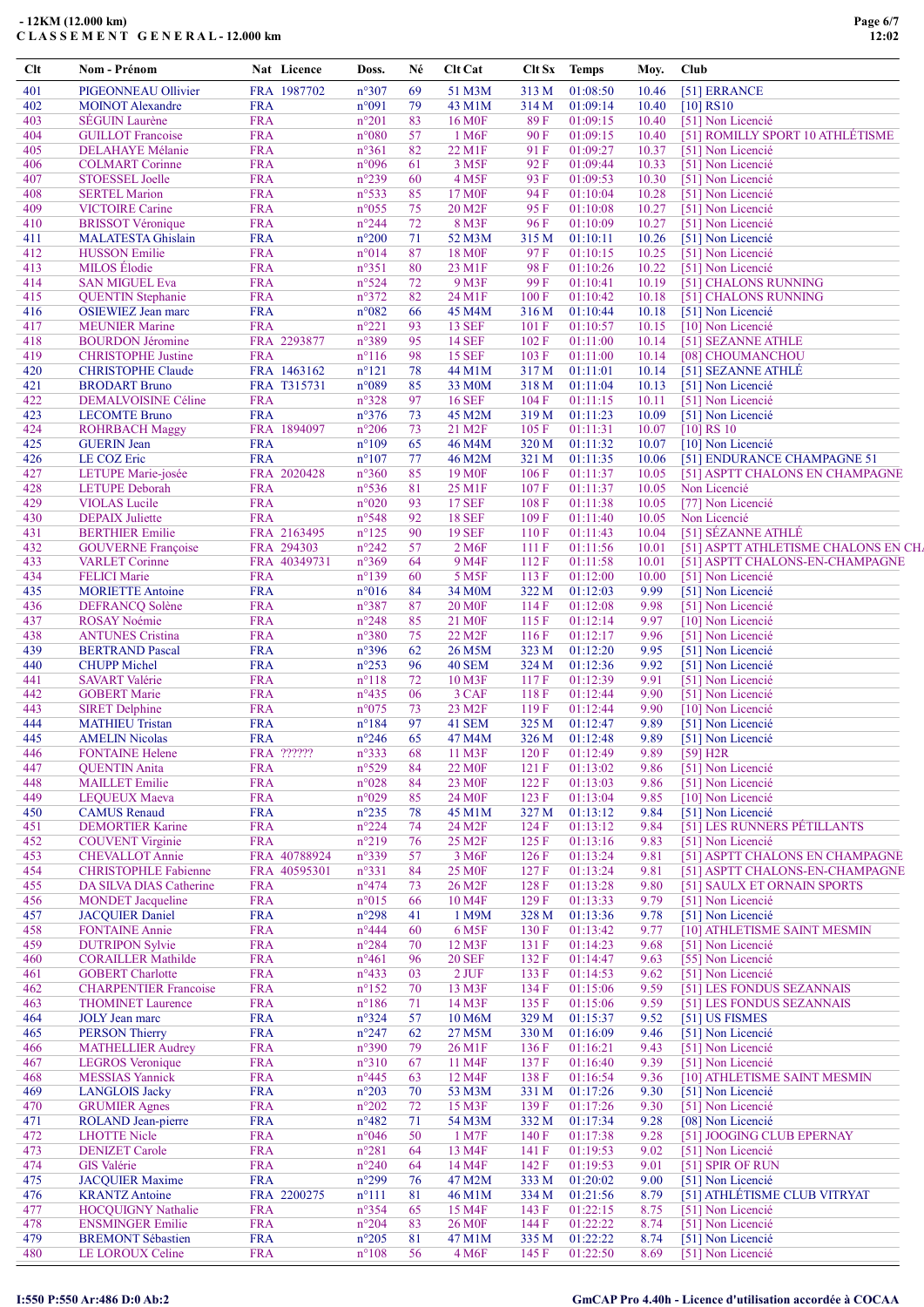# - 12KM (12.000 km)

## CLASSEMENT GENERAL - 12.000 km

| Clt | Nom - Prénom | Nat | Licence | Doss. | Né | Clt Cat | Clt Sx | Temps | Moy. | Club |
|---|---|---|---|---|---|---|---|---|---|---|
| 401 | PIGEONNEAU Ollivier | FRA | 1987702 | n°307 | 69 | 51 M3M | 313 M | 01:08:50 | 10.46 | [51] ERRANCE |
| 402 | MOINOT Alexandre | FRA | | n°091 | 79 | 43 M1M | 314 M | 01:09:14 | 10.40 | [10] RS10 |
| 403 | SÉGUIN Laurène | FRA | | n°201 | 83 | 16 M0F | 89 F | 01:09:15 | 10.40 | [51] Non Licencié |
| 404 | GUILLOT Francoise | FRA | | n°080 | 57 | 1 M6F | 90 F | 01:09:15 | 10.40 | [51] ROMILLY SPORT 10 ATHLÉTISME |
| 405 | DELAHAYE Mélanie | FRA | | n°361 | 82 | 22 M1F | 91 F | 01:09:27 | 10.37 | [51] Non Licencié |
| 406 | COLMART Corinne | FRA | | n°096 | 61 | 3 M5F | 92 F | 01:09:44 | 10.33 | [51] Non Licencié |
| 407 | STOESSEL Joelle | FRA | | n°239 | 60 | 4 M5F | 93 F | 01:09:53 | 10.30 | [51] Non Licencié |
| 408 | SERTEL Marion | FRA | | n°533 | 85 | 17 M0F | 94 F | 01:10:04 | 10.28 | [51] Non Licencié |
| 409 | VICTOIRE Carine | FRA | | n°055 | 75 | 20 M2F | 95 F | 01:10:08 | 10.27 | [51] Non Licencié |
| 410 | BRISSOT Véronique | FRA | | n°244 | 72 | 8 M3F | 96 F | 01:10:09 | 10.27 | [51] Non Licencié |
| 411 | MALATESTA Ghislain | FRA | | n°200 | 71 | 52 M3M | 315 M | 01:10:11 | 10.26 | [51] Non Licencié |
| 412 | HUSSON Emilie | FRA | | n°014 | 87 | 18 M0F | 97 F | 01:10:15 | 10.25 | [51] Non Licencié |
| 413 | MILOS Élodie | FRA | | n°351 | 80 | 23 M1F | 98 F | 01:10:26 | 10.22 | [51] Non Licencié |
| 414 | SAN MIGUEL Eva | FRA | | n°524 | 72 | 9 M3F | 99 F | 01:10:41 | 10.19 | [51] CHALONS RUNNING |
| 415 | QUENTIN Stephanie | FRA | | n°372 | 82 | 24 M1F | 100 F | 01:10:42 | 10.18 | [51] CHALONS RUNNING |
| 416 | OSIEWIEZ Jean marc | FRA | | n°082 | 66 | 45 M4M | 316 M | 01:10:44 | 10.18 | [51] Non Licencié |
| 417 | MEUNIER Marine | FRA | | n°221 | 93 | 13 SEF | 101 F | 01:10:57 | 10.15 | [10] Non Licencié |
| 418 | BOURDON Jéromine | FRA | 2293877 | n°389 | 95 | 14 SEF | 102 F | 01:11:00 | 10.14 | [51] SEZANNE ATHLE |
| 419 | CHRISTOPHE Justine | FRA | | n°116 | 98 | 15 SEF | 103 F | 01:11:00 | 10.14 | [08] CHOUMANCHOU |
| 420 | CHRISTOPHE Claude | FRA | 1463162 | n°121 | 78 | 44 M1M | 317 M | 01:11:01 | 10.14 | [51] SEZANNE ATHLÉ |
| 421 | BRODART Bruno | FRA | T315731 | n°089 | 85 | 33 M0M | 318 M | 01:11:04 | 10.13 | [51] Non Licencié |
| 422 | DEMALVOISINE Céline | FRA | | n°328 | 97 | 16 SEF | 104 F | 01:11:15 | 10.11 | [51] Non Licencié |
| 423 | LECOMTE Bruno | FRA | | n°376 | 73 | 45 M2M | 319 M | 01:11:23 | 10.09 | [51] Non Licencié |
| 424 | ROHRBACH Maggy | FRA | 1894097 | n°206 | 73 | 21 M2F | 105 F | 01:11:31 | 10.07 | [10] RS 10 |
| 425 | GUERIN Jean | FRA | | n°109 | 65 | 46 M4M | 320 M | 01:11:32 | 10.07 | [10] Non Licencié |
| 426 | LE COZ Eric | FRA | | n°107 | 77 | 46 M2M | 321 M | 01:11:35 | 10.06 | [51] ENDURANCE CHAMPAGNE 51 |
| 427 | LETUPE Marie-josée | FRA | 2020428 | n°360 | 85 | 19 M0F | 106 F | 01:11:37 | 10.05 | [51] ASPTT CHALONS EN CHAMPAGNE |
| 428 | LETUPE Deborah | FRA | | n°536 | 81 | 25 M1F | 107 F | 01:11:37 | 10.05 | Non Licencié |
| 429 | VIOLAS Lucile | FRA | | n°020 | 93 | 17 SEF | 108 F | 01:11:38 | 10.05 | [77] Non Licencié |
| 430 | DEPAIX Juliette | FRA | | n°548 | 92 | 18 SEF | 109 F | 01:11:40 | 10.05 | Non Licencié |
| 431 | BERTHIER Emilie | FRA | 2163495 | n°125 | 90 | 19 SEF | 110 F | 01:11:43 | 10.04 | [51] SÉZANNE ATHLÉ |
| 432 | GOUVERNE Françoise | FRA | 294303 | n°242 | 57 | 2 M6F | 111 F | 01:11:56 | 10.01 | [51] ASPTT ATHLETISME CHALONS EN CHA |
| 433 | VARLET Corinne | FRA | 40349731 | n°369 | 64 | 9 M4F | 112 F | 01:11:58 | 10.01 | [51] ASPTT CHALONS-EN-CHAMPAGNE |
| 434 | FELICI Marie | FRA | | n°139 | 60 | 5 M5F | 113 F | 01:12:00 | 10.00 | [51] Non Licencié |
| 435 | MORIETTE Antoine | FRA | | n°016 | 84 | 34 M0M | 322 M | 01:12:03 | 9.99 | [51] Non Licencié |
| 436 | DEFRANCQ Solène | FRA | | n°387 | 87 | 20 M0F | 114 F | 01:12:08 | 9.98 | [51] Non Licencié |
| 437 | ROSAY Noémie | FRA | | n°248 | 85 | 21 M0F | 115 F | 01:12:14 | 9.97 | [10] Non Licencié |
| 438 | ANTUNES Cristina | FRA | | n°380 | 75 | 22 M2F | 116 F | 01:12:17 | 9.96 | [51] Non Licencié |
| 439 | BERTRAND Pascal | FRA | | n°396 | 62 | 26 M5M | 323 M | 01:12:20 | 9.95 | [51] Non Licencié |
| 440 | CHUPP Michel | FRA | | n°253 | 96 | 40 SEM | 324 M | 01:12:36 | 9.92 | [51] Non Licencié |
| 441 | SAVART Valérie | FRA | | n°118 | 72 | 10 M3F | 117 F | 01:12:39 | 9.91 | [51] Non Licencié |
| 442 | GOBERT Marie | FRA | | n°435 | 06 | 3 CAF | 118 F | 01:12:44 | 9.90 | [51] Non Licencié |
| 443 | SIRET Delphine | FRA | | n°075 | 73 | 23 M2F | 119 F | 01:12:44 | 9.90 | [10] Non Licencié |
| 444 | MATHIEU Tristan | FRA | | n°184 | 97 | 41 SEM | 325 M | 01:12:47 | 9.89 | [51] Non Licencié |
| 445 | AMELIN Nicolas | FRA | | n°246 | 65 | 47 M4M | 326 M | 01:12:48 | 9.89 | [51] Non Licencié |
| 446 | FONTAINE Helene | FRA | ?????? | n°333 | 68 | 11 M3F | 120 F | 01:12:49 | 9.89 | [59] H2R |
| 447 | QUENTIN Anita | FRA | | n°529 | 84 | 22 M0F | 121 F | 01:13:02 | 9.86 | [51] Non Licencié |
| 448 | MAILLET Emilie | FRA | | n°028 | 84 | 23 M0F | 122 F | 01:13:03 | 9.86 | [51] Non Licencié |
| 449 | LEQUEUX Maeva | FRA | | n°029 | 85 | 24 M0F | 123 F | 01:13:04 | 9.85 | [10] Non Licencié |
| 450 | CAMUS Renaud | FRA | | n°235 | 78 | 45 M1M | 327 M | 01:13:12 | 9.84 | [51] Non Licencié |
| 451 | DEMORTIER Karine | FRA | | n°224 | 74 | 24 M2F | 124 F | 01:13:12 | 9.84 | [51] LES RUNNERS PÉTILLANTS |
| 452 | COUVENT Virginie | FRA | | n°219 | 76 | 25 M2F | 125 F | 01:13:16 | 9.83 | [51] Non Licencié |
| 453 | CHEVALLOT Annie | FRA | 40788924 | n°339 | 57 | 3 M6F | 126 F | 01:13:24 | 9.81 | [51] ASPTT CHALONS EN CHAMPAGNE |
| 454 | CHRISTOPHLE Fabienne | FRA | 40595301 | n°331 | 84 | 25 M0F | 127 F | 01:13:24 | 9.81 | [51] ASPTT CHALONS-EN-CHAMPAGNE |
| 455 | DA SILVA DIAS Catherine | FRA | | n°474 | 73 | 26 M2F | 128 F | 01:13:28 | 9.80 | [51] SAULX ET ORNAIN SPORTS |
| 456 | MONDET Jacqueline | FRA | | n°015 | 66 | 10 M4F | 129 F | 01:13:33 | 9.79 | [51] Non Licencié |
| 457 | JACQUIER Daniel | FRA | | n°298 | 41 | 1 M9M | 328 M | 01:13:36 | 9.78 | [51] Non Licencié |
| 458 | FONTAINE Annie | FRA | | n°444 | 60 | 6 M5F | 130 F | 01:13:42 | 9.77 | [10] ATHLETISME SAINT MESMIN |
| 459 | DUTRIPON Sylvie | FRA | | n°284 | 70 | 12 M3F | 131 F | 01:14:23 | 9.68 | [51] Non Licencié |
| 460 | CORAILLER Mathilde | FRA | | n°461 | 96 | 20 SEF | 132 F | 01:14:47 | 9.63 | [55] Non Licencié |
| 461 | GOBERT Charlotte | FRA | | n°433 | 03 | 2 JUF | 133 F | 01:14:53 | 9.62 | [51] Non Licencié |
| 462 | CHARPENTIER Francoise | FRA | | n°152 | 70 | 13 M3F | 134 F | 01:15:06 | 9.59 | [51] LES FONDUS SEZANNAIS |
| 463 | THOMINET Laurence | FRA | | n°186 | 71 | 14 M3F | 135 F | 01:15:06 | 9.59 | [51] LES FONDUS SEZANNAIS |
| 464 | JOLY Jean marc | FRA | | n°324 | 57 | 10 M6M | 329 M | 01:15:37 | 9.52 | [51] US FISMES |
| 465 | PERSON Thierry | FRA | | n°247 | 62 | 27 M5M | 330 M | 01:16:09 | 9.46 | [51] Non Licencié |
| 466 | MATHELLIER Audrey | FRA | | n°390 | 79 | 26 M1F | 136 F | 01:16:21 | 9.43 | [51] Non Licencié |
| 467 | LEGROS Veronique | FRA | | n°310 | 67 | 11 M4F | 137 F | 01:16:40 | 9.39 | [51] Non Licencié |
| 468 | MESSIAS Yannick | FRA | | n°445 | 63 | 12 M4F | 138 F | 01:16:54 | 9.36 | [10] ATHLETISME SAINT MESMIN |
| 469 | LANGLOIS Jacky | FRA | | n°203 | 70 | 53 M3M | 331 M | 01:17:26 | 9.30 | [51] Non Licencié |
| 470 | GRUMIER Agnes | FRA | | n°202 | 72 | 15 M3F | 139 F | 01:17:26 | 9.30 | [51] Non Licencié |
| 471 | ROLAND Jean-pierre | FRA | | n°482 | 71 | 54 M3M | 332 M | 01:17:34 | 9.28 | [08] Non Licencié |
| 472 | LHOTTE Nicle | FRA | | n°046 | 50 | 1 M7F | 140 F | 01:17:38 | 9.28 | [51] JOOGING CLUB EPERNAY |
| 473 | DENIZET Carole | FRA | | n°281 | 64 | 13 M4F | 141 F | 01:19:53 | 9.02 | [51] Non Licencié |
| 474 | GIS Valérie | FRA | | n°240 | 64 | 14 M4F | 142 F | 01:19:53 | 9.01 | [51] SPIR OF RUN |
| 475 | JACQUIER Maxime | FRA | | n°299 | 76 | 47 M2M | 333 M | 01:20:02 | 9.00 | [51] Non Licencié |
| 476 | KRANTZ Antoine | FRA | 2200275 | n°111 | 81 | 46 M1M | 334 M | 01:21:56 | 8.79 | [51] ATHLÉTISME CLUB VITRYAT |
| 477 | HOCQUIGNY Nathalie | FRA | | n°354 | 65 | 15 M4F | 143 F | 01:22:15 | 8.75 | [51] Non Licencié |
| 478 | ENSMINGER Emilie | FRA | | n°204 | 83 | 26 M0F | 144 F | 01:22:22 | 8.74 | [51] Non Licencié |
| 479 | BREMONT Sébastien | FRA | | n°205 | 81 | 47 M1M | 335 M | 01:22:22 | 8.74 | [51] Non Licencié |
| 480 | LE LOROUX Celine | FRA | | n°108 | 56 | 4 M6F | 145 F | 01:22:50 | 8.69 | [51] Non Licencié |

I:550 P:550 Ar:486 D:0 Ab:2

GmCAP Pro 4.40h - Licence d'utilisation accordée à COCAA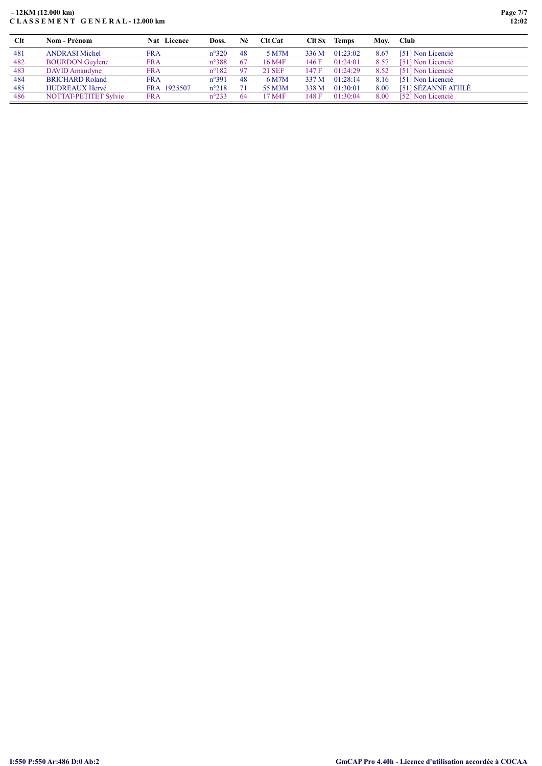**- 12KM (12.000 km)**
**C L A S S E M E N T   G E N E R A L - 12.000 km**

| Clt | Nom - Prénom | Nat | Licence | Doss. | Né | Clt Cat | Clt Sx | Temps | Moy. | Club |
|---|---|---|---|---|---|---|---|---|---|---|
| 481 | ANDRASI Michel | FRA | | n°320 | 48 | 5 M7M | 336 M | 01:23:02 | 8.67 | [51] Non Licencié |
| 482 | BOURDON Guylene | FRA | | n°388 | 67 | 16 M4F | 146 F | 01:24:01 | 8.57 | [51] Non Licencié |
| 483 | DAVID Amandyne | FRA | | n°182 | 97 | 21 SEF | 147 F | 01:24:29 | 8.52 | [51] Non Licencié |
| 484 | BRICHARD Roland | FRA | | n°391 | 48 | 6 M7M | 337 M | 01:28:14 | 8.16 | [51] Non Licencié |
| 485 | HUDREAUX Hervé | FRA | 1925507 | n°218 | 71 | 55 M3M | 338 M | 01:30:01 | 8.00 | [51] SÉZANNE ATHLÉ |
| 486 | NOTTAT-PETITET Sylvie | FRA | | n°233 | 64 | 17 M4F | 148 F | 01:30:04 | 8.00 | [52] Non Licencié |

I:550 P:550 Ar:486 D:0 Ab:2

GmCAP Pro 4.40h - Licence d'utilisation accordée à COCAA